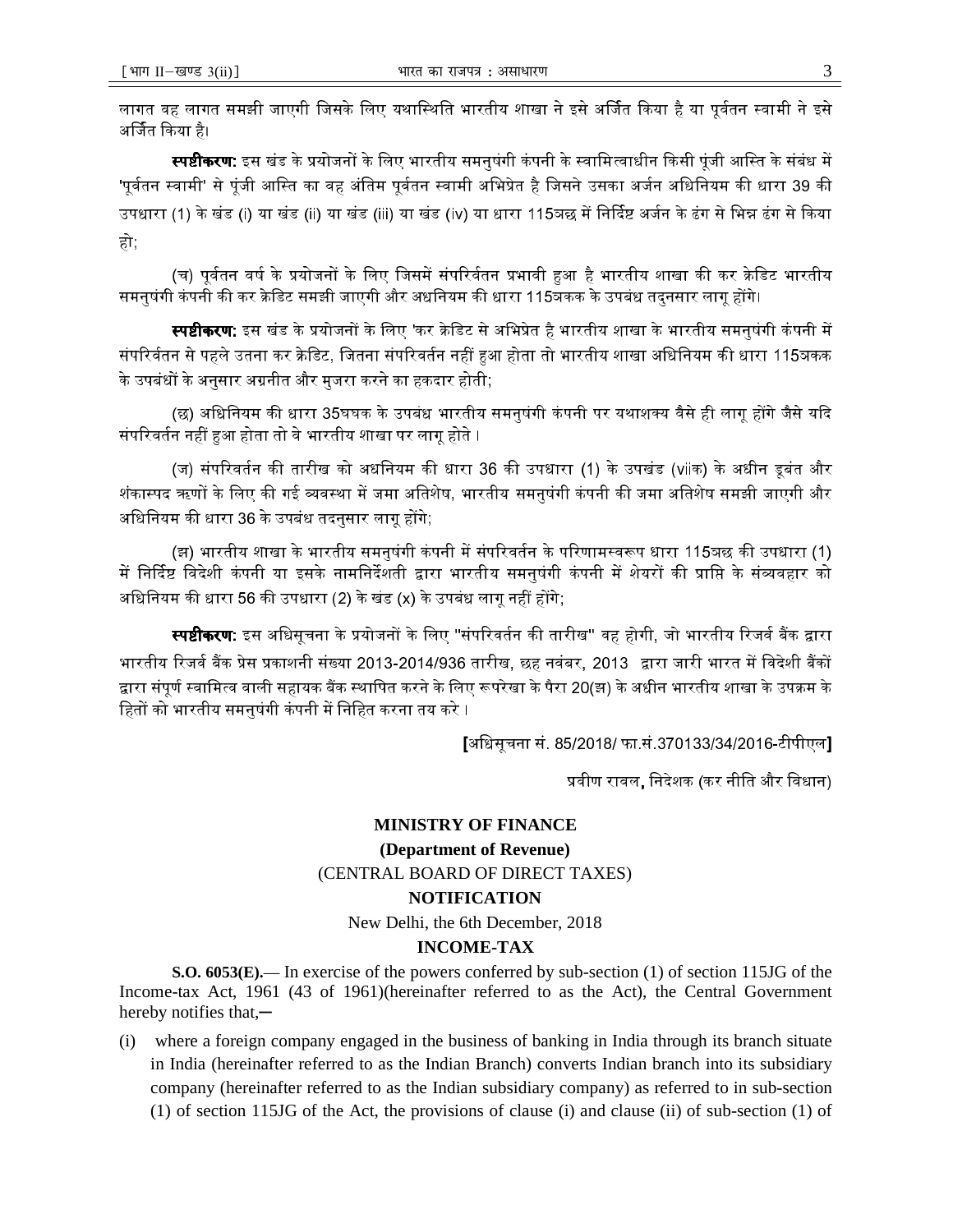लागत वह लागत समझी जाएगी जिसके लिए यथास्थिति भारतीय शाखा ने इसे अर्जित किया है या पूर्वतन स्वामी ने इसे अर्जित किया है।

**स्पष्टीकरण:** इस खंड के प्रयोजनों के लिए भारतीय समनुषंगी कंपनी के स्वामित्वाधीन किसी पूंजी आस्ति के संबंध में 'पूर्वतन स्वामी' से पूंजी आस्ति का वह अंतिम पूर्वतन स्वामी अभिप्रेत है जिसने उसका अर्जन अधिनियम की धारा 39 की उपधारा (1) के खंड (i) या खंड (ii) या खंड (iii) या खंड (iv) या धारा 115जछ में निर्दिष्ट अर्जन के ढंग से भिन्न ढंग से किया हो;

(च) पूर्वतन वर्ष के प्रयोजनों के लिए जिसमें संपरिर्वतन प्रभावी हुआ है भारतीय शाखा की कर क्रेडिट भारतीय समनुषंगी कंपनी की कर क्रेडिट समझी जाएगी और अधिनियम की धारा 115जकक के उपबंध तदुनसार लागू होंगे।

**स्पष्टीकरण:** इस खंड के प्रयोजनों के लिए 'कर क्रेडिट से अभिप्रेत है भारतीय शाखा के भारतीय समनुषंगी कंपनी में संपरिर्वतन से पहले उतना कर क्रेडिट, जितना संपरिवर्तन नहीं हुआ होता तो भारतीय शाखा अधिनियम की धारा 115जकक के उपबंधों के अनुसार अग्रनीत और मुजरा करने का हकदार होती;

(छ) अधिनियम की धारा 35घघक के उपबंध भारतीय समनुषंगी कंपनी पर यथाशक्य वैसे ही लागू होंगे जैसे यदि संपरिवर्तन नहीं हुआ होता तो वे भारतीय शाखा पर लागू होते।

(ज) संपरिवर्तन की तारीख को अधिनियम की धारा 36 की उपधारा (1) के उपखंड (viiक) के अधीन डूबंत और शंकास्पद ऋणों के लिए की गई व्यवस्था में जमा अतिशेष, भारतीय समनुषंगी कंपनी की जमा अतिशेष समझी जाएगी और अधिनियम की धारा 36 के उपबंध तदनुसार लागू होंगे;

(झ) भारतीय शाखा के भारतीय समनुषंगी कंपनी में संपरिवर्तन के परिणामस्वरूप धारा 115जछ की उपधारा (1) में निर्दिष्ट विदेशी कंपनी या इसके नामनिर्देशती द्वारा भारतीय समनुषंगी कंपनी में शेयरों की प्राप्ति के संव्यवहार को अधिनियम की धारा 56 की उपधारा (2) के खंड (x) के उपबंध लागू नहीं होंगे;

**स्पष्टीकरण:** इस अधिसूचना के प्रयोजनों के लिए "संपरिवर्तन की तारीख" वह होगी, जो भारतीय रिजर्व बैंक द्वारा भारतीय रिजर्व बैंक प्रेस प्रकाशनी संख्या 2013-2014/936 तारीख, छह नवंबर, 2013 द्वारा जारी भारत में विदेशी बैंकों द्वारा संपूर्ण स्वामित्व वाली सहायक बैंक स्थापित करने के लिए रूपरेखा के पैरा 20(झ) के अधीन भारतीय शाखा के उपक्रम के हितों को भारतीय समनुषंगी कंपनी में निहित करना तय करे।

**[**अधिसूचना सं. 85/2018/ फा.सं.370133/34/2016-टीपीएल**]**

प्रवीण रावल**,** निदेशक (कर नीति और विधान)

**MINISTRY OF FINANCE**

**(Department of Revenue)**

(CENTRAL BOARD OF DIRECT TAXES)

**NOTIFICATION**

New Delhi, the 6th December, 2018

**INCOME-TAX**

**S.O. 6053(E).**— In exercise of the powers conferred by sub-section (1) of section 115JG of the Income-tax Act, 1961 (43 of 1961)(hereinafter referred to as the Act), the Central Government hereby notifies that,—

(i) where a foreign company engaged in the business of banking in India through its branch situate in India (hereinafter referred to as the Indian Branch) converts Indian branch into its subsidiary company (hereinafter referred to as the Indian subsidiary company) as referred to in sub-section (1) of section 115JG of the Act, the provisions of clause (i) and clause (ii) of sub-section (1) of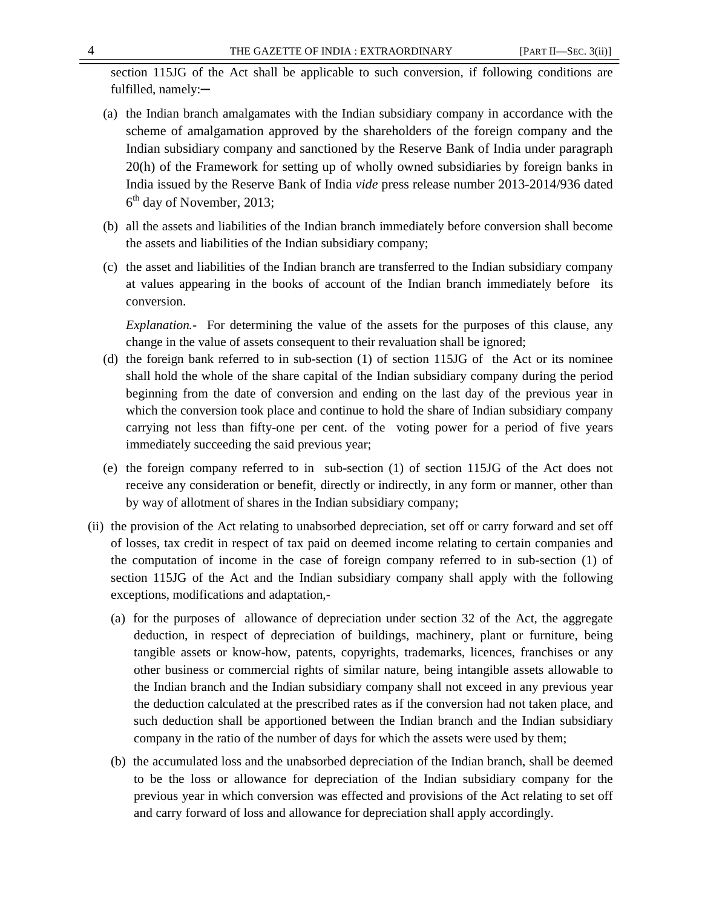section 115JG of the Act shall be applicable to such conversion, if following conditions are fulfilled, namely:─

(a) the Indian branch amalgamates with the Indian subsidiary company in accordance with the scheme of amalgamation approved by the shareholders of the foreign company and the Indian subsidiary company and sanctioned by the Reserve Bank of India under paragraph 20(h) of the Framework for setting up of wholly owned subsidiaries by foreign banks in India issued by the Reserve Bank of India *vide* press release number 2013-2014/936 dated 6th day of November, 2013;

(b) all the assets and liabilities of the Indian branch immediately before conversion shall become the assets and liabilities of the Indian subsidiary company;

(c) the asset and liabilities of the Indian branch are transferred to the Indian subsidiary company at values appearing in the books of account of the Indian branch immediately before its conversion.

*Explanation.-* For determining the value of the assets for the purposes of this clause, any change in the value of assets consequent to their revaluation shall be ignored;

(d) the foreign bank referred to in sub-section (1) of section 115JG of the Act or its nominee shall hold the whole of the share capital of the Indian subsidiary company during the period beginning from the date of conversion and ending on the last day of the previous year in which the conversion took place and continue to hold the share of Indian subsidiary company carrying not less than fifty-one per cent. of the voting power for a period of five years immediately succeeding the said previous year;

(e) the foreign company referred to in sub-section (1) of section 115JG of the Act does not receive any consideration or benefit, directly or indirectly, in any form or manner, other than by way of allotment of shares in the Indian subsidiary company;

(ii) the provision of the Act relating to unabsorbed depreciation, set off or carry forward and set off of losses, tax credit in respect of tax paid on deemed income relating to certain companies and the computation of income in the case of foreign company referred to in sub-section (1) of section 115JG of the Act and the Indian subsidiary company shall apply with the following exceptions, modifications and adaptation,-

(a) for the purposes of allowance of depreciation under section 32 of the Act, the aggregate deduction, in respect of depreciation of buildings, machinery, plant or furniture, being tangible assets or know-how, patents, copyrights, trademarks, licences, franchises or any other business or commercial rights of similar nature, being intangible assets allowable to the Indian branch and the Indian subsidiary company shall not exceed in any previous year the deduction calculated at the prescribed rates as if the conversion had not taken place, and such deduction shall be apportioned between the Indian branch and the Indian subsidiary company in the ratio of the number of days for which the assets were used by them;

(b) the accumulated loss and the unabsorbed depreciation of the Indian branch, shall be deemed to be the loss or allowance for depreciation of the Indian subsidiary company for the previous year in which conversion was effected and provisions of the Act relating to set off and carry forward of loss and allowance for depreciation shall apply accordingly.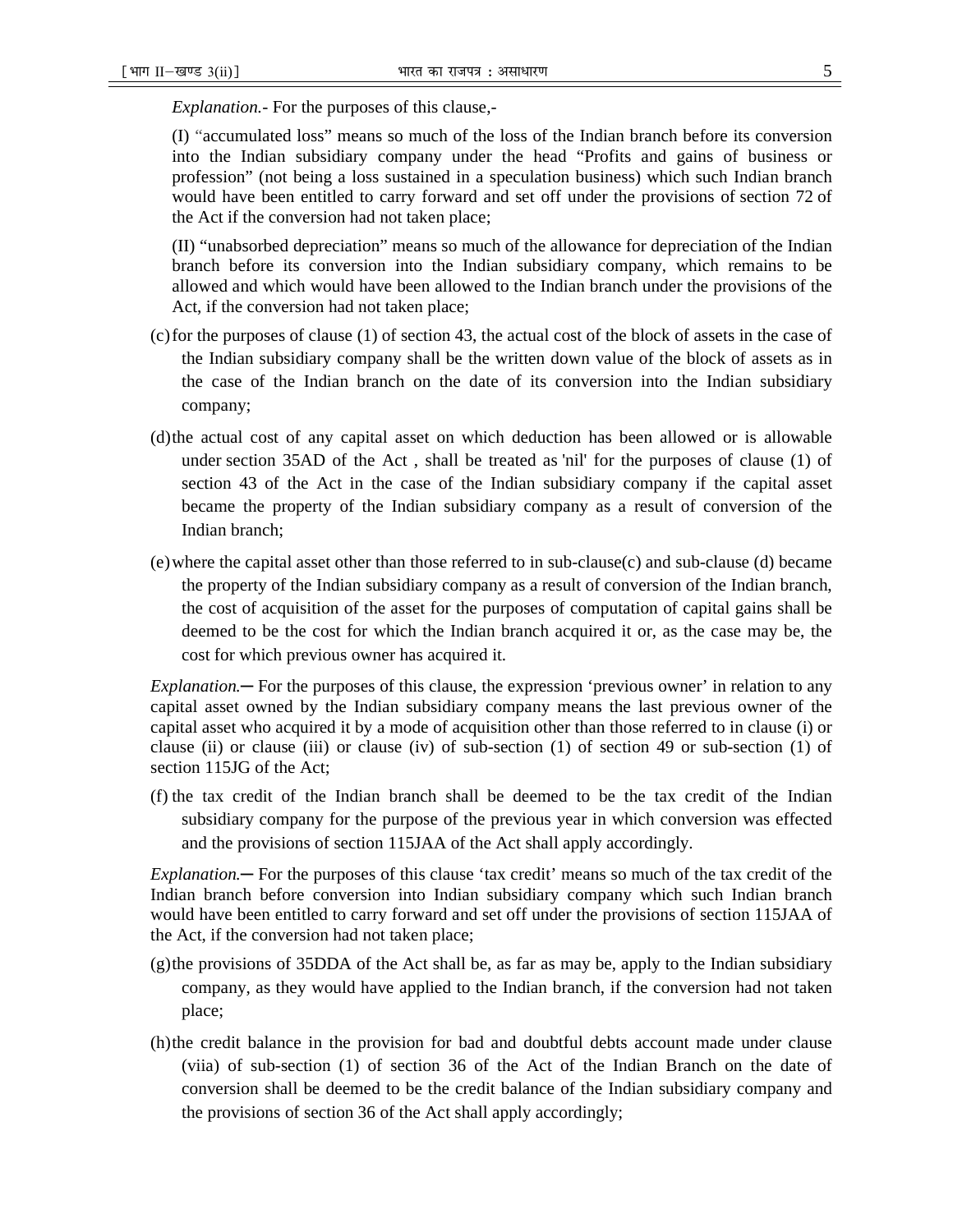*Explanation.*- For the purposes of this clause,-

(I) "accumulated loss" means so much of the loss of the Indian branch before its conversion into the Indian subsidiary company under the head "Profits and gains of business or profession" (not being a loss sustained in a speculation business) which such Indian branch would have been entitled to carry forward and set off under the provisions of section 72 of the Act if the conversion had not taken place;

(II) "unabsorbed depreciation" means so much of the allowance for depreciation of the Indian branch before its conversion into the Indian subsidiary company, which remains to be allowed and which would have been allowed to the Indian branch under the provisions of the Act, if the conversion had not taken place;

(c) for the purposes of clause (1) of section 43, the actual cost of the block of assets in the case of the Indian subsidiary company shall be the written down value of the block of assets as in the case of the Indian branch on the date of its conversion into the Indian subsidiary company;

(d) the actual cost of any capital asset on which deduction has been allowed or is allowable under section 35AD of the Act , shall be treated as 'nil' for the purposes of clause (1) of section 43 of the Act in the case of the Indian subsidiary company if the capital asset became the property of the Indian subsidiary company as a result of conversion of the Indian branch;

(e) where the capital asset other than those referred to in sub-clause(c) and sub-clause (d) became the property of the Indian subsidiary company as a result of conversion of the Indian branch, the cost of acquisition of the asset for the purposes of computation of capital gains shall be deemed to be the cost for which the Indian branch acquired it or, as the case may be, the cost for which previous owner has acquired it.

*Explanation.*─ For the purposes of this clause, the expression 'previous owner' in relation to any capital asset owned by the Indian subsidiary company means the last previous owner of the capital asset who acquired it by a mode of acquisition other than those referred to in clause (i) or clause (ii) or clause (iii) or clause (iv) of sub-section (1) of section 49 or sub-section (1) of section 115JG of the Act;

(f) the tax credit of the Indian branch shall be deemed to be the tax credit of the Indian subsidiary company for the purpose of the previous year in which conversion was effected and the provisions of section 115JAA of the Act shall apply accordingly.

*Explanation.*─ For the purposes of this clause 'tax credit' means so much of the tax credit of the Indian branch before conversion into Indian subsidiary company which such Indian branch would have been entitled to carry forward and set off under the provisions of section 115JAA of the Act, if the conversion had not taken place;

(g) the provisions of 35DDA of the Act shall be, as far as may be, apply to the Indian subsidiary company, as they would have applied to the Indian branch, if the conversion had not taken place;

(h) the credit balance in the provision for bad and doubtful debts account made under clause (viia) of sub-section (1) of section 36 of the Act of the Indian Branch on the date of conversion shall be deemed to be the credit balance of the Indian subsidiary company and the provisions of section 36 of the Act shall apply accordingly;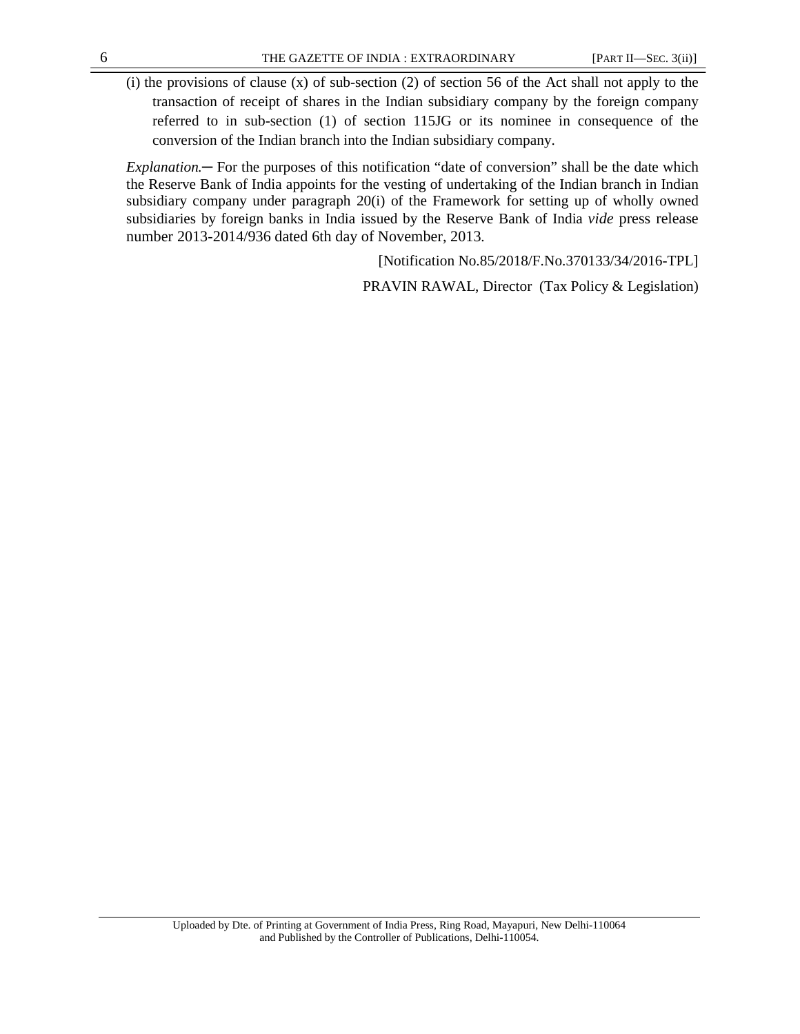(i) the provisions of clause (x) of sub-section (2) of section 56 of the Act shall not apply to the transaction of receipt of shares in the Indian subsidiary company by the foreign company referred to in sub-section (1) of section 115JG or its nominee in consequence of the conversion of the Indian branch into the Indian subsidiary company.

*Explanation.*─ For the purposes of this notification "date of conversion" shall be the date which the Reserve Bank of India appoints for the vesting of undertaking of the Indian branch in Indian subsidiary company under paragraph 20(i) of the Framework for setting up of wholly owned subsidiaries by foreign banks in India issued by the Reserve Bank of India *vide* press release number 2013-2014/936 dated 6th day of November, 2013.

[Notification No.85/2018/F.No.370133/34/2016-TPL]

PRAVIN RAWAL, Director (Tax Policy & Legislation)

Uploaded by Dte. of Printing at Government of India Press, Ring Road, Mayapuri, New Delhi-110064 and Published by the Controller of Publications, Delhi-110054.